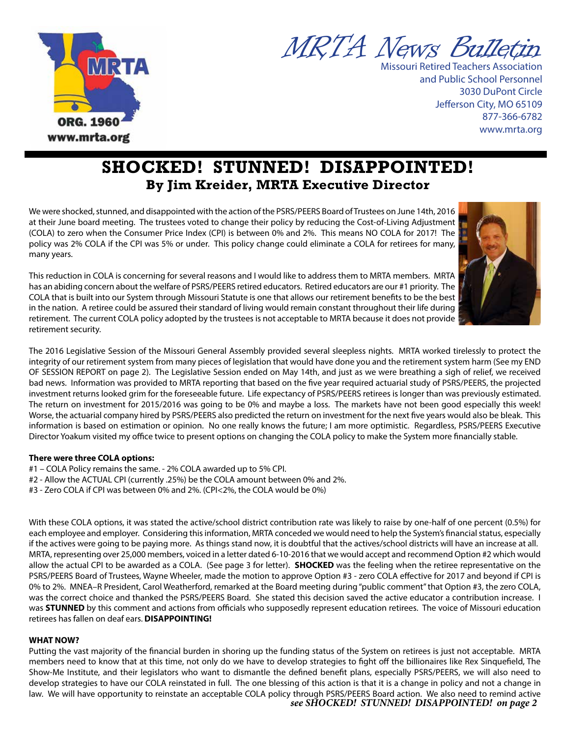# MRTA News Bulletin

Missouri Retired Teachers Association
and Public School Personnel
3030 DuPont Circle
Jefferson City, MO 65109
877-366-6782
www.mrta.org

## SHOCKED! STUNNED! DISAPPOINTED!

### By Jim Kreider, MRTA Executive Director

We were shocked, stunned, and disappointed with the action of the PSRS/PEERS Board of Trustees on June 14th, 2016 at their June board meeting. The trustees voted to change their policy by reducing the Cost-of-Living Adjustment (COLA) to zero when the Consumer Price Index (CPI) is between 0% and 2%. This means NO COLA for 2017! The policy was 2% COLA if the CPI was 5% or under. This policy change could eliminate a COLA for retirees for many, many years.

This reduction in COLA is concerning for several reasons and I would like to address them to MRTA members. MRTA has an abiding concern about the welfare of PSRS/PEERS retired educators. Retired educators are our #1 priority. The COLA that is built into our System through Missouri Statute is one that allows our retirement benefits to be the best in the nation. A retiree could be assured their standard of living would remain constant throughout their life during retirement. The current COLA policy adopted by the trustees is not acceptable to MRTA because it does not provide retirement security.

The 2016 Legislative Session of the Missouri General Assembly provided several sleepless nights. MRTA worked tirelessly to protect the integrity of our retirement system from many pieces of legislation that would have done you and the retirement system harm (See my END OF SESSION REPORT on page 2). The Legislative Session ended on May 14th, and just as we were breathing a sigh of relief, we received bad news. Information was provided to MRTA reporting that based on the five year required actuarial study of PSRS/PEERS, the projected investment returns looked grim for the foreseeable future. Life expectancy of PSRS/PEERS retirees is longer than was previously estimated. The return on investment for 2015/2016 was going to be 0% and maybe a loss. The markets have not been good especially this week! Worse, the actuarial company hired by PSRS/PEERS also predicted the return on investment for the next five years would also be bleak. This information is based on estimation or opinion. No one really knows the future; I am more optimistic. Regardless, PSRS/PEERS Executive Director Yoakum visited my office twice to present options on changing the COLA policy to make the System more financially stable.

**There were three COLA options:**

#1 – COLA Policy remains the same. - 2% COLA awarded up to 5% CPI.
#2 - Allow the ACTUAL CPI (currently .25%) be the COLA amount between 0% and 2%.
#3 - Zero COLA if CPI was between 0% and 2%. (CPI<2%, the COLA would be 0%)

With these COLA options, it was stated the active/school district contribution rate was likely to raise by one-half of one percent (0.5%) for each employee and employer. Considering this information, MRTA conceded we would need to help the System's financial status, especially if the actives were going to be paying more. As things stand now, it is doubtful that the actives/school districts will have an increase at all. MRTA, representing over 25,000 members, voiced in a letter dated 6-10-2016 that we would accept and recommend Option #2 which would allow the actual CPI to be awarded as a COLA. (See page 3 for letter). **SHOCKED** was the feeling when the retiree representative on the PSRS/PEERS Board of Trustees, Wayne Wheeler, made the motion to approve Option #3 - zero COLA effective for 2017 and beyond if CPI is 0% to 2%. MNEA–R President, Carol Weatherford, remarked at the Board meeting during "public comment" that Option #3, the zero COLA, was the correct choice and thanked the PSRS/PEERS Board. She stated this decision saved the active educator a contribution increase. I was **STUNNED** by this comment and actions from officials who supposedly represent education retirees. The voice of Missouri education retirees has fallen on deaf ears. **DISAPPOINTING!**

**WHAT NOW?**

Putting the vast majority of the financial burden in shoring up the funding status of the System on retirees is just not acceptable. MRTA members need to know that at this time, not only do we have to develop strategies to fight off the billionaires like Rex Sinquefield, The Show-Me Institute, and their legislators who want to dismantle the defined benefit plans, especially PSRS/PEERS, we will also need to develop strategies to have our COLA reinstated in full. The one blessing of this action is that it is a change in policy and not a change in law. We will have opportunity to reinstate an acceptable COLA policy through PSRS/PEERS Board action. We also need to remind active

***see SHOCKED! STUNNED! DISAPPOINTED! on page 2***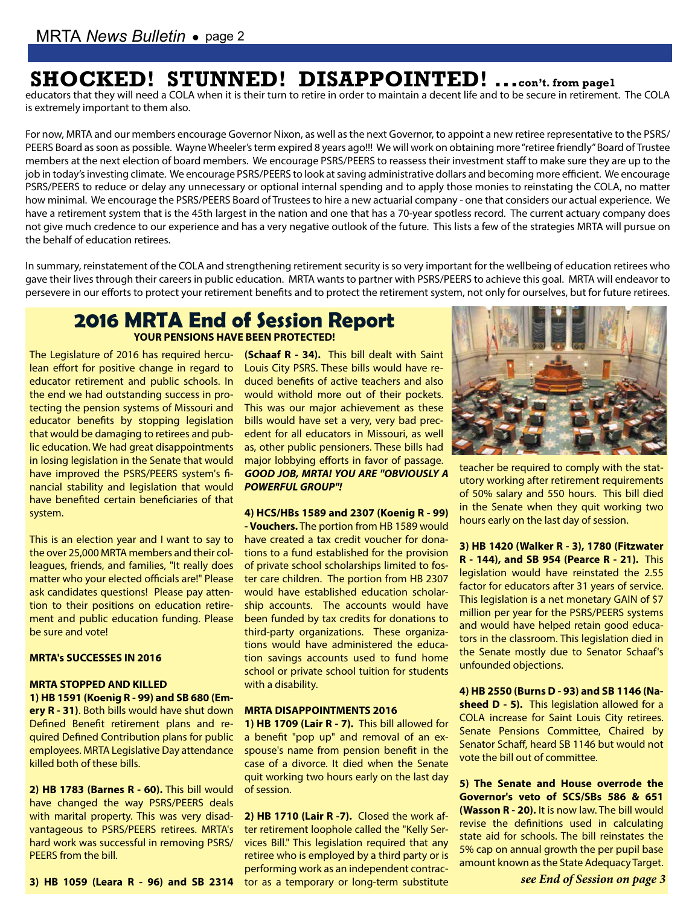# SHOCKED! STUNNED! DISAPPOINTED! ...con't. from page1

educators that they will need a COLA when it is their turn to retire in order to maintain a decent life and to be secure in retirement. The COLA is extremely important to them also.

For now, MRTA and our members encourage Governor Nixon, as well as the next Governor, to appoint a new retiree representative to the PSRS/PEERS Board as soon as possible. Wayne Wheeler's term expired 8 years ago!!! We will work on obtaining more "retiree friendly" Board of Trustee members at the next election of board members. We encourage PSRS/PEERS to reassess their investment staff to make sure they are up to the job in today's investing climate. We encourage PSRS/PEERS to look at saving administrative dollars and becoming more efficient. We encourage PSRS/PEERS to reduce or delay any unnecessary or optional internal spending and to apply those monies to reinstating the COLA, no matter how minimal. We encourage the PSRS/PEERS Board of Trustees to hire a new actuarial company - one that considers our actual experience. We have a retirement system that is the 45th largest in the nation and one that has a 70-year spotless record. The current actuary company does not give much credence to our experience and has a very negative outlook of the future. This lists a few of the strategies MRTA will pursue on the behalf of education retirees.

In summary, reinstatement of the COLA and strengthening retirement security is so very important for the wellbeing of education retirees who gave their lives through their careers in public education. MRTA wants to partner with PSRS/PEERS to achieve this goal. MRTA will endeavor to persevere in our efforts to protect your retirement benefits and to protect the retirement system, not only for ourselves, but for future retirees.

## 2016 MRTA End of Session Report

**YOUR PENSIONS HAVE BEEN PROTECTED!**

The Legislature of 2016 has required herculean effort for positive change in regard to educator retirement and public schools. In the end we had outstanding success in protecting the pension systems of Missouri and educator benefits by stopping legislation that would be damaging to retirees and public education. We had great disappointments in losing legislation in the Senate that would have improved the PSRS/PEERS system's financial stability and legislation that would have benefited certain beneficiaries of that system.

This is an election year and I want to say to the over 25,000 MRTA members and their colleagues, friends, and families, "It really does matter who your elected officials are!" Please ask candidates questions! Please pay attention to their positions on education retirement and public education funding. Please be sure and vote!

**MRTA's SUCCESSES IN 2016**

**MRTA STOPPED AND KILLED**

**1) HB 1591 (Koenig R - 99) and SB 680 (Emery R - 31)**. Both bills would have shut down Defined Benefit retirement plans and required Defined Contribution plans for public employees. MRTA Legislative Day attendance killed both of these bills.

**2) HB 1783 (Barnes R - 60).** This bill would have changed the way PSRS/PEERS deals with marital property. This was very disadvantageous to PSRS/PEERS retirees. MRTA's hard work was successful in removing PSRS/PEERS from the bill.

**3) HB 1059 (Leara R - 96) and SB 2314 (Schaaf R - 34).** This bill dealt with Saint Louis City PSRS. These bills would have reduced benefits of active teachers and also would withold more out of their pockets. This was our major achievement as these bills would have set a very, very bad precedent for all educators in Missouri, as well as, other public pensioners. These bills had major lobbying efforts in favor of passage. ***GOOD JOB, MRTA! YOU ARE "OBVIOUSLY A POWERFUL GROUP"!***

**4) HCS/HBs 1589 and 2307 (Koenig R - 99) - Vouchers.** The portion from HB 1589 would have created a tax credit voucher for donations to a fund established for the provision of private school scholarships limited to foster care children. The portion from HB 2307 would have established education scholarship accounts. The accounts would have been funded by tax credits for donations to third-party organizations. These organizations would have administered the education savings accounts used to fund home school or private school tuition for students with a disability.

**MRTA DISAPPOINTMENTS 2016**

**1) HB 1709 (Lair R - 7).** This bill allowed for a benefit "pop up" and removal of an ex-spouse's name from pension benefit in the case of a divorce. It died when the Senate quit working two hours early on the last day of session.

**2) HB 1710 (Lair R -7).** Closed the work after retirement loophole called the "Kelly Services Bill." This legislation required that any retiree who is employed by a third party or is performing work as an independent contractor as a temporary or long-term substitute teacher be required to comply with the statutory working after retirement requirements of 50% salary and 550 hours. This bill died in the Senate when they quit working two hours early on the last day of session.

**3) HB 1420 (Walker R - 3), 1780 (Fitzwater R - 144), and SB 954 (Pearce R - 21).** This legislation would have reinstated the 2.55 factor for educators after 31 years of service. This legislation is a net monetary GAIN of $7 million per year for the PSRS/PEERS systems and would have helped retain good educators in the classroom. This legislation died in the Senate mostly due to Senator Schaaf's unfounded objections.

**4) HB 2550 (Burns D - 93) and SB 1146 (Nasheed D - 5).** This legislation allowed for a COLA increase for Saint Louis City retirees. Senate Pensions Committee, Chaired by Senator Schaff, heard SB 1146 but would not vote the bill out of committee.

**5) The Senate and House overrode the Governor's veto of SCS/SBs 586 & 651 (Wasson R - 20).** It is now law. The bill would revise the definitions used in calculating state aid for schools. The bill reinstates the 5% cap on annual growth the per pupil base amount known as the State Adequacy Target.

***see End of Session on page 3***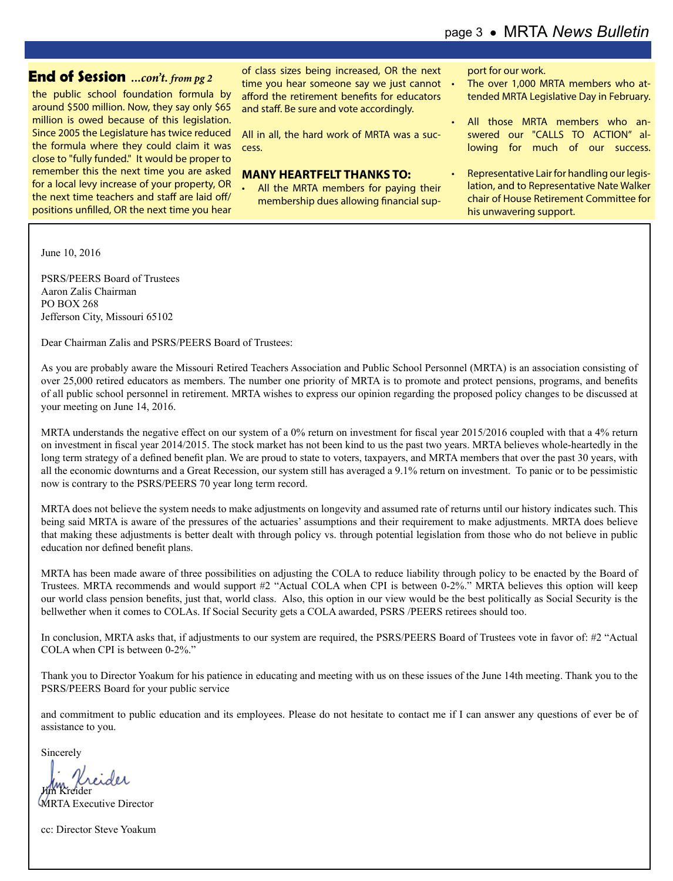## End of Session *...con't. from pg 2*

the public school foundation formula by around $500 million. Now, they say only $65 million is owed because of this legislation. Since 2005 the Legislature has twice reduced the formula where they could claim it was close to "fully funded." It would be proper to remember this the next time you are asked for a local levy increase of your property, OR the next time teachers and staff are laid off/ positions unfilled, OR the next time you hear of class sizes being increased, OR the next time you hear someone say we just cannot afford the retirement benefits for educators and staff. Be sure and vote accordingly.

All in all, the hard work of MRTA was a success.

**MANY HEARTFELT THANKS TO:**

- All the MRTA members for paying their membership dues allowing financial support for our work.
- The over 1,000 MRTA members who attended MRTA Legislative Day in February.
- All those MRTA members who answered our "CALLS TO ACTION" allowing for much of our success.
- Representative Lair for handling our legislation, and to Representative Nate Walker chair of House Retirement Committee for his unwavering support.

---

June 10, 2016

PSRS/PEERS Board of Trustees
Aaron Zalis Chairman
PO BOX 268
Jefferson City, Missouri 65102

Dear Chairman Zalis and PSRS/PEERS Board of Trustees:

As you are probably aware the Missouri Retired Teachers Association and Public School Personnel (MRTA) is an association consisting of over 25,000 retired educators as members. The number one priority of MRTA is to promote and protect pensions, programs, and benefits of all public school personnel in retirement. MRTA wishes to express our opinion regarding the proposed policy changes to be discussed at your meeting on June 14, 2016.

MRTA understands the negative effect on our system of a 0% return on investment for fiscal year 2015/2016 coupled with that a 4% return on investment in fiscal year 2014/2015. The stock market has not been kind to us the past two years. MRTA believes whole-heartedly in the long term strategy of a defined benefit plan. We are proud to state to voters, taxpayers, and MRTA members that over the past 30 years, with all the economic downturns and a Great Recession, our system still has averaged a 9.1% return on investment. To panic or to be pessimistic now is contrary to the PSRS/PEERS 70 year long term record.

MRTA does not believe the system needs to make adjustments on longevity and assumed rate of returns until our history indicates such. This being said MRTA is aware of the pressures of the actuaries' assumptions and their requirement to make adjustments. MRTA does believe that making these adjustments is better dealt with through policy vs. through potential legislation from those who do not believe in public education nor defined benefit plans.

MRTA has been made aware of three possibilities on adjusting the COLA to reduce liability through policy to be enacted by the Board of Trustees. MRTA recommends and would support #2 "Actual COLA when CPI is between 0-2%." MRTA believes this option will keep our world class pension benefits, just that, world class. Also, this option in our view would be the best politically as Social Security is the bellwether when it comes to COLAs. If Social Security gets a COLA awarded, PSRS /PEERS retirees should too.

In conclusion, MRTA asks that, if adjustments to our system are required, the PSRS/PEERS Board of Trustees vote in favor of: #2 "Actual COLA when CPI is between 0-2%."

Thank you to Director Yoakum for his patience in educating and meeting with us on these issues of the June 14th meeting. Thank you to the PSRS/PEERS Board for your public service

and commitment to public education and its employees. Please do not hesitate to contact me if I can answer any questions of ever be of assistance to you.

Sincerely

Jim Kreider
MRTA Executive Director

cc: Director Steve Yoakum